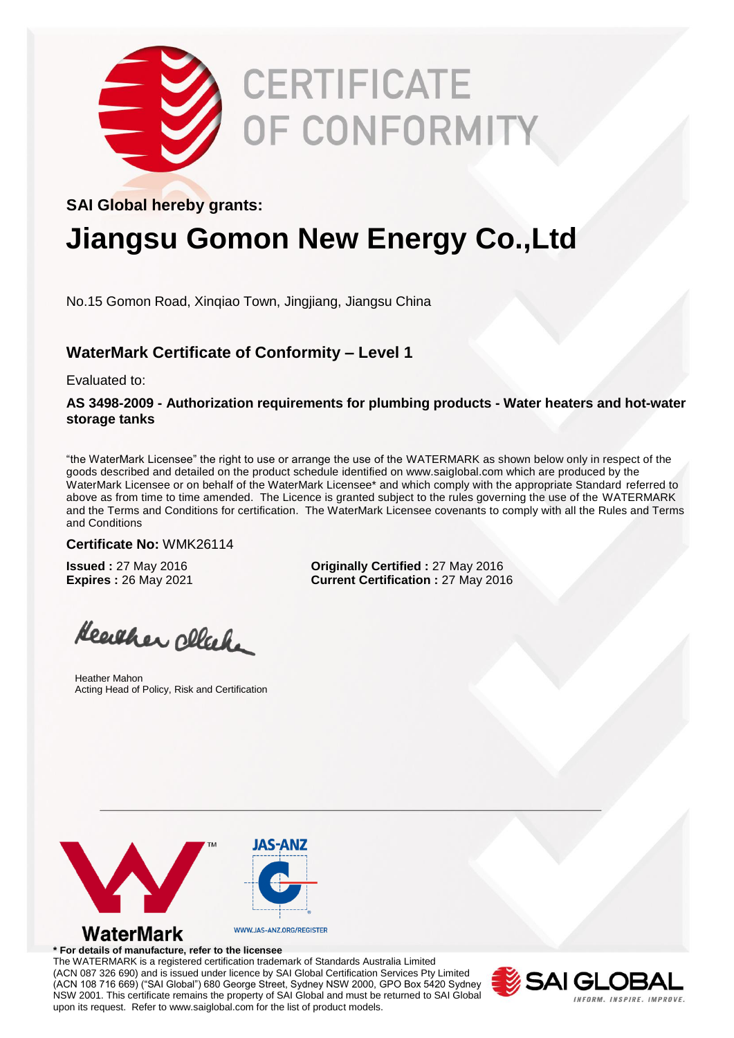# CERTIFICATE OF CONFORMITY

**SAI Global hereby grants:**

# Jiangsu Gomon New Energy Co.,Ltd

No.15 Gomon Road, Xinqiao Town, Jingjiang, Jiangsu China

## WaterMark Certificate of Conformity – Level 1

Evaluated to:

**AS 3498-2009 - Authorization requirements for plumbing products - Water heaters and hot-water storage tanks**

"the WaterMark Licensee" the right to use or arrange the use of the WATERMARK as shown below only in respect of the goods described and detailed on the product schedule identified on www.saiglobal.com which are produced by the WaterMark Licensee or on behalf of the WaterMark Licensee* and which comply with the appropriate Standard referred to above as from time to time amended. The Licence is granted subject to the rules governing the use of the WATERMARK and the Terms and Conditions for certification. The WaterMark Licensee covenants to comply with all the Rules and Terms and Conditions

**Certificate No:** WMK26114

**Issued :** 27 May 2016
**Expires :** 26 May 2021

**Originally Certified :** 27 May 2016
**Current Certification :** 27 May 2016

Heather Mahon
Acting Head of Policy, Risk and Certification

WaterMark

JAS-ANZ
WWW.JAS-ANZ.ORG/REGISTER

**\* For details of manufacture, refer to the licensee**

The WATERMARK is a registered certification trademark of Standards Australia Limited (ACN 087 326 690) and is issued under licence by SAI Global Certification Services Pty Limited (ACN 108 716 669) ("SAI Global") 680 George Street, Sydney NSW 2000, GPO Box 5420 Sydney NSW 2001. This certificate remains the property of SAI Global and must be returned to SAI Global upon its request. Refer to www.saiglobal.com for the list of product models.

SAI GLOBAL
INFORM. INSPIRE. IMPROVE.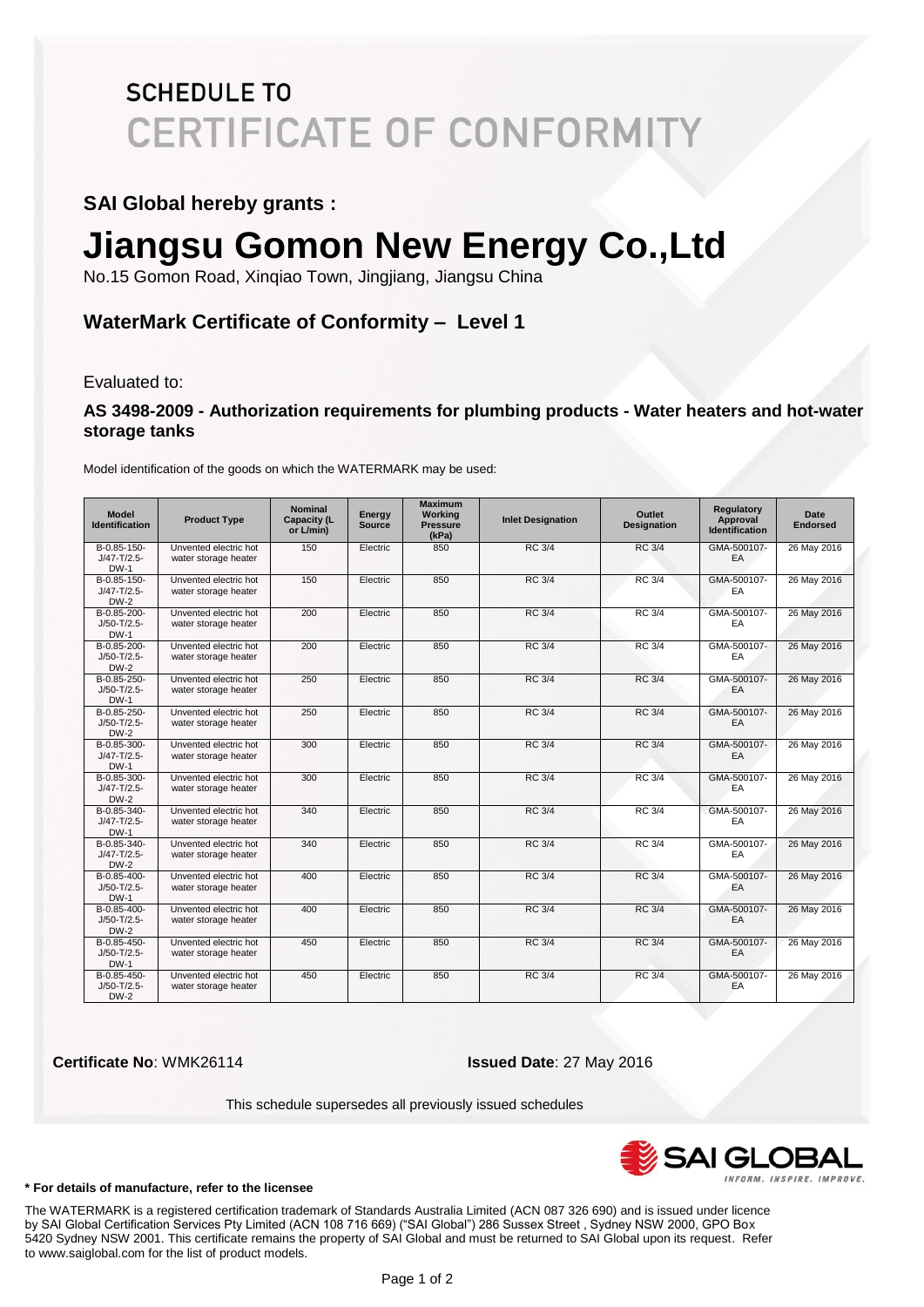# SCHEDULE TO
# CERTIFICATE OF CONFORMITY

**SAI Global hereby grants :**

# Jiangsu Gomon New Energy Co.,Ltd

No.15 Gomon Road, Xinqiao Town, Jingjiang, Jiangsu China

## WaterMark Certificate of Conformity – Level 1

Evaluated to:

**AS 3498-2009 - Authorization requirements for plumbing products - Water heaters and hot-water storage tanks**

Model identification of the goods on which the WATERMARK may be used:

| Model Identification | Product Type | Nominal Capacity (L or L/min) | Energy Source | Maximum Working Pressure (kPa) | Inlet Designation | Outlet Designation | Regulatory Approval Identification | Date Endorsed |
|---|---|---|---|---|---|---|---|---|
| B-0.85-150-J/47-T/2.5-DW-1 | Unvented electric hot water storage heater | 150 | Electric | 850 | RC 3/4 | RC 3/4 | GMA-500107-EA | 26 May 2016 |
| B-0.85-150-J/47-T/2.5-DW-2 | Unvented electric hot water storage heater | 150 | Electric | 850 | RC 3/4 | RC 3/4 | GMA-500107-EA | 26 May 2016 |
| B-0.85-200-J/50-T/2.5-DW-1 | Unvented electric hot water storage heater | 200 | Electric | 850 | RC 3/4 | RC 3/4 | GMA-500107-EA | 26 May 2016 |
| B-0.85-200-J/50-T/2.5-DW-2 | Unvented electric hot water storage heater | 200 | Electric | 850 | RC 3/4 | RC 3/4 | GMA-500107-EA | 26 May 2016 |
| B-0.85-250-J/50-T/2.5-DW-1 | Unvented electric hot water storage heater | 250 | Electric | 850 | RC 3/4 | RC 3/4 | GMA-500107-EA | 26 May 2016 |
| B-0.85-250-J/50-T/2.5-DW-2 | Unvented electric hot water storage heater | 250 | Electric | 850 | RC 3/4 | RC 3/4 | GMA-500107-EA | 26 May 2016 |
| B-0.85-300-J/47-T/2.5-DW-1 | Unvented electric hot water storage heater | 300 | Electric | 850 | RC 3/4 | RC 3/4 | GMA-500107-EA | 26 May 2016 |
| B-0.85-300-J/47-T/2.5-DW-2 | Unvented electric hot water storage heater | 300 | Electric | 850 | RC 3/4 | RC 3/4 | GMA-500107-EA | 26 May 2016 |
| B-0.85-340-J/47-T/2.5-DW-1 | Unvented electric hot water storage heater | 340 | Electric | 850 | RC 3/4 | RC 3/4 | GMA-500107-EA | 26 May 2016 |
| B-0.85-340-J/47-T/2.5-DW-2 | Unvented electric hot water storage heater | 340 | Electric | 850 | RC 3/4 | RC 3/4 | GMA-500107-EA | 26 May 2016 |
| B-0.85-400-J/50-T/2.5-DW-1 | Unvented electric hot water storage heater | 400 | Electric | 850 | RC 3/4 | RC 3/4 | GMA-500107-EA | 26 May 2016 |
| B-0.85-400-J/50-T/2.5-DW-2 | Unvented electric hot water storage heater | 400 | Electric | 850 | RC 3/4 | RC 3/4 | GMA-500107-EA | 26 May 2016 |
| B-0.85-450-J/50-T/2.5-DW-1 | Unvented electric hot water storage heater | 450 | Electric | 850 | RC 3/4 | RC 3/4 | GMA-500107-EA | 26 May 2016 |
| B-0.85-450-J/50-T/2.5-DW-2 | Unvented electric hot water storage heater | 450 | Electric | 850 | RC 3/4 | RC 3/4 | GMA-500107-EA | 26 May 2016 |

**Certificate No**: WMK26114 **Issued Date**: 27 May 2016

This schedule supersedes all previously issued schedules

SAI GLOBAL INFORM. INSPIRE. IMPROVE.

**\* For details of manufacture, refer to the licensee**

The WATERMARK is a registered certification trademark of Standards Australia Limited (ACN 087 326 690) and is issued under licence by SAI Global Certification Services Pty Limited (ACN 108 716 669) ("SAI Global") 286 Sussex Street , Sydney NSW 2000, GPO Box 5420 Sydney NSW 2001. This certificate remains the property of SAI Global and must be returned to SAI Global upon its request. Refer to www.saiglobal.com for the list of product models.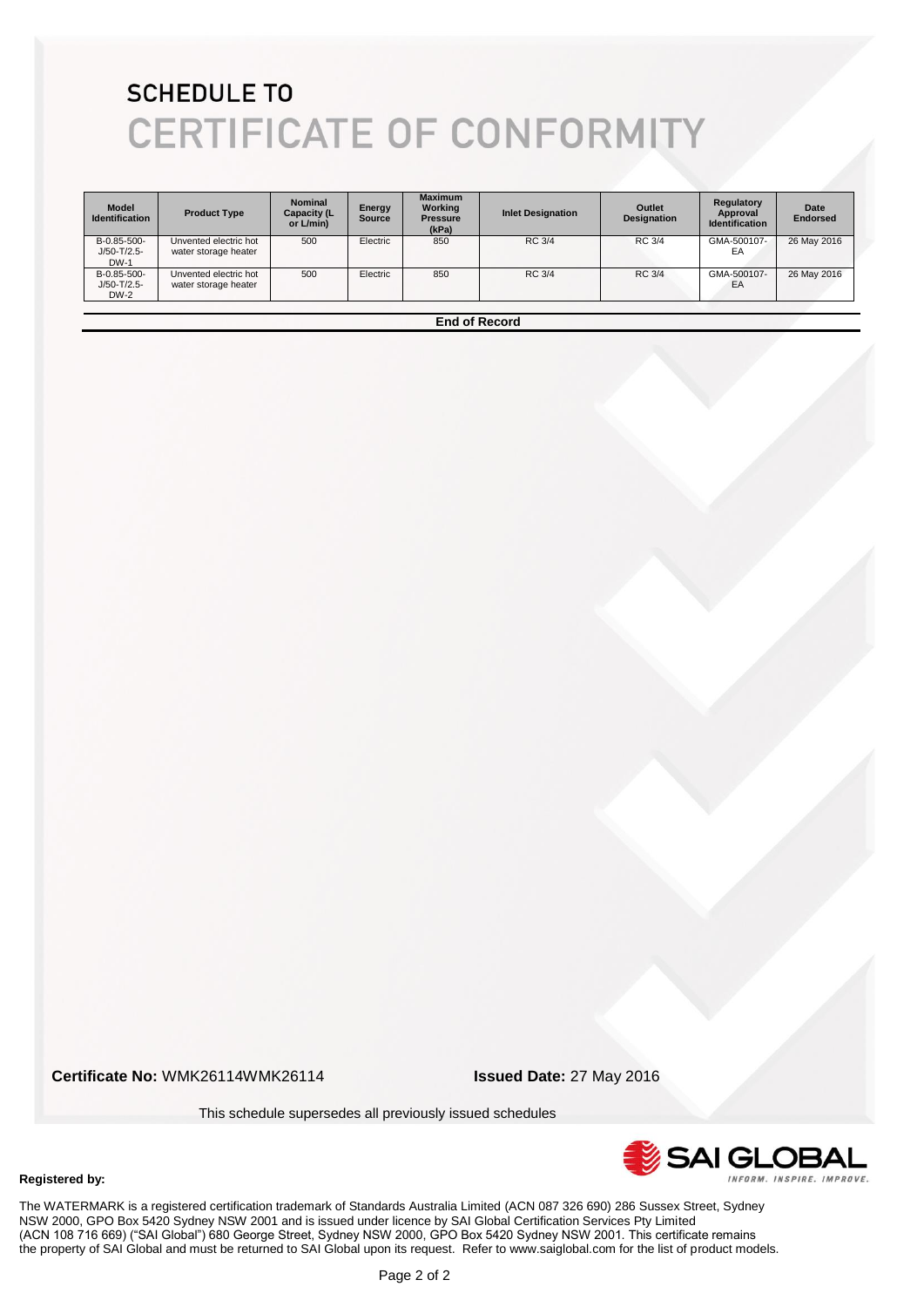# SCHEDULE TO
# CERTIFICATE OF CONFORMITY

| Model Identification | Product Type | Nominal Capacity (L or L/min) | Energy Source | Maximum Working Pressure (kPa) | Inlet Designation | Outlet Designation | Regulatory Approval Identification | Date Endorsed |
|---|---|---|---|---|---|---|---|---|
| B-0.85-500-J/50-T/2.5-DW-1 | Unvented electric hot water storage heater | 500 | Electric | 850 | RC 3/4 | RC 3/4 | GMA-500107-EA | 26 May 2016 |
| B-0.85-500-J/50-T/2.5-DW-2 | Unvented electric hot water storage heater | 500 | Electric | 850 | RC 3/4 | RC 3/4 | GMA-500107-EA | 26 May 2016 |

**End of Record**

**Certificate No:** WMK26114WMK26114 **Issued Date:** 27 May 2016

This schedule supersedes all previously issued schedules

SAI GLOBAL
INFORM. INSPIRE. IMPROVE.

**Registered by:**

The WATERMARK is a registered certification trademark of Standards Australia Limited (ACN 087 326 690) 286 Sussex Street, Sydney NSW 2000, GPO Box 5420 Sydney NSW 2001 and is issued under licence by SAI Global Certification Services Pty Limited (ACN 108 716 669) ("SAI Global") 680 George Street, Sydney NSW 2000, GPO Box 5420 Sydney NSW 2001. This certificate remains the property of SAI Global and must be returned to SAI Global upon its request. Refer to www.saiglobal.com for the list of product models.